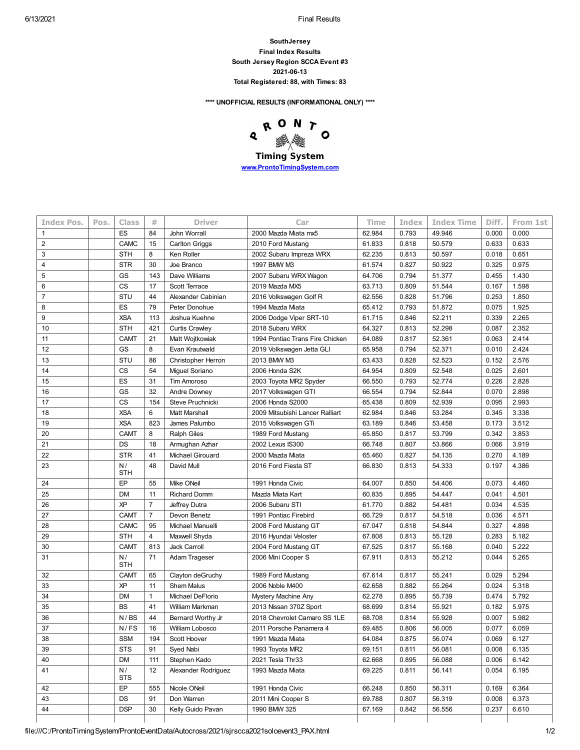**SouthJersey**

**Final Index Results**

**South Jersey Region SCCA Event #3**

**2021-06-13**

**Total Registered: 88, with Times: 83**

**\*\*\*\* UNOFFICIAL RESULTS (INFORMATIONAL ONLY) \*\*\*\***

**Timing System**

**www.ProntoTimingSystem.com**

| Index Pos. | Pos. | Class | # | Driver | Car | Time | Index | Index Time | Diff. | From 1st |
|---|---|---|---|---|---|---|---|---|---|---|
| 1 | | ES | 84 | John Worrall | 2000 Mazda Miata mx5 | 62.984 | 0.793 | 49.946 | 0.000 | 0.000 |
| 2 | | CAMC | 15 | Carlton Griggs | 2010 Ford Mustang | 61.833 | 0.818 | 50.579 | 0.633 | 0.633 |
| 3 | | STH | 8 | Ken Roller | 2002 Subaru Impreza WRX | 62.235 | 0.813 | 50.597 | 0.018 | 0.651 |
| 4 | | STR | 30 | Joe Branco | 1997 BMW M3 | 61.574 | 0.827 | 50.922 | 0.325 | 0.975 |
| 5 | | GS | 143 | Dave Williams | 2007 Subaru WRX Wagon | 64.706 | 0.794 | 51.377 | 0.455 | 1.430 |
| 6 | | CS | 17 | Scott Terrace | 2019 Mazda MX5 | 63.713 | 0.809 | 51.544 | 0.167 | 1.598 |
| 7 | | STU | 44 | Alexander Cabinian | 2016 Volkswagen Golf R | 62.556 | 0.828 | 51.796 | 0.253 | 1.850 |
| 8 | | ES | 79 | Peter Donohue | 1994 Mazda Miata | 65.412 | 0.793 | 51.872 | 0.075 | 1.925 |
| 9 | | XSA | 113 | Joshua Kuehne | 2006 Dodge Viper SRT-10 | 61.715 | 0.846 | 52.211 | 0.339 | 2.265 |
| 10 | | STH | 421 | Curtis Crawley | 2018 Subaru WRX | 64.327 | 0.813 | 52.298 | 0.087 | 2.352 |
| 11 | | CAMT | 21 | Matt Wojtkowiak | 1994 Pontiac Trans Fire Chicken | 64.089 | 0.817 | 52.361 | 0.063 | 2.414 |
| 12 | | GS | 8 | Evan Krautwald | 2019 Volkswagen Jetta GLI | 65.958 | 0.794 | 52.371 | 0.010 | 2.424 |
| 13 | | STU | 86 | Christopher Herron | 2013 BMW M3 | 63.433 | 0.828 | 52.523 | 0.152 | 2.576 |
| 14 | | CS | 54 | Miguel Soriano | 2006 Honda S2K | 64.954 | 0.809 | 52.548 | 0.025 | 2.601 |
| 15 | | ES | 31 | Tim Amoroso | 2003 Toyota MR2 Spyder | 66.550 | 0.793 | 52.774 | 0.226 | 2.828 |
| 16 | | GS | 32 | Andre Downey | 2017 Volkswagen GTI | 66.554 | 0.794 | 52.844 | 0.070 | 2.898 |
| 17 | | CS | 154 | Steve Pruchnicki | 2006 Honda S2000 | 65.438 | 0.809 | 52.939 | 0.095 | 2.993 |
| 18 | | XSA | 6 | Matt Marshall | 2009 Mitsubishi Lancer Ralliart | 62.984 | 0.846 | 53.284 | 0.345 | 3.338 |
| 19 | | XSA | 823 | James Palumbo | 2015 Volkswagen GTi | 63.189 | 0.846 | 53.458 | 0.173 | 3.512 |
| 20 | | CAMT | 8 | Ralph Giles | 1989 Ford Mustang | 65.850 | 0.817 | 53.799 | 0.342 | 3.853 |
| 21 | | DS | 18 | Armughan Azhar | 2002 Lexus IS300 | 66.748 | 0.807 | 53.866 | 0.066 | 3.919 |
| 22 | | STR | 41 | Michael Girouard | 2000 Mazda Miata | 65.460 | 0.827 | 54.135 | 0.270 | 4.189 |
| 23 | | N / STH | 48 | David Mull | 2016 Ford Fiesta ST | 66.830 | 0.813 | 54.333 | 0.197 | 4.386 |
| 24 | | EP | 55 | Mike ONeil | 1991 Honda Civic | 64.007 | 0.850 | 54.406 | 0.073 | 4.460 |
| 25 | | DM | 11 | Richard Domm | Mazda Miata Kart | 60.835 | 0.895 | 54.447 | 0.041 | 4.501 |
| 26 | | XP | 7 | Jeffrey Dutra | 2006 Subaru STI | 61.770 | 0.882 | 54.481 | 0.034 | 4.535 |
| 27 | | CAMT | 7 | Devon Benetz | 1991 Pontiac Firebird | 66.729 | 0.817 | 54.518 | 0.036 | 4.571 |
| 28 | | CAMC | 95 | Michael Manuelli | 2008 Ford Mustang GT | 67.047 | 0.818 | 54.844 | 0.327 | 4.898 |
| 29 | | STH | 4 | Maxwell Shyda | 2016 Hyundai Veloster | 67.808 | 0.813 | 55.128 | 0.283 | 5.182 |
| 30 | | CAMT | 813 | Jack Carroll | 2004 Ford Mustang GT | 67.525 | 0.817 | 55.168 | 0.040 | 5.222 |
| 31 | | N / STH | 71 | Adam Trageser | 2006 Mini Cooper S | 67.911 | 0.813 | 55.212 | 0.044 | 5.265 |
| 32 | | CAMT | 65 | Clayton deGruchy | 1989 Ford Mustang | 67.614 | 0.817 | 55.241 | 0.029 | 5.294 |
| 33 | | XP | 11 | Shem Malus | 2006 Noble M400 | 62.658 | 0.882 | 55.264 | 0.024 | 5.318 |
| 34 | | DM | 1 | Michael DeFlorio | Mystery Machine Any | 62.278 | 0.895 | 55.739 | 0.474 | 5.792 |
| 35 | | BS | 41 | William Markman | 2013 Nissan 370Z Sport | 68.699 | 0.814 | 55.921 | 0.182 | 5.975 |
| 36 | | N / BS | 44 | Bernard Worthy Jr | 2018 Chevrolet Camaro SS 1LE | 68.708 | 0.814 | 55.928 | 0.007 | 5.982 |
| 37 | | N / FS | 16 | William Lobosco | 2011 Porsche Panamera 4 | 69.485 | 0.806 | 56.005 | 0.077 | 6.059 |
| 38 | | SSM | 194 | Scott Hoover | 1991 Mazda Miata | 64.084 | 0.875 | 56.074 | 0.069 | 6.127 |
| 39 | | STS | 91 | Syed Nabi | 1993 Toyota MR2 | 69.151 | 0.811 | 56.081 | 0.008 | 6.135 |
| 40 | | DM | 111 | Stephen Kado | 2021 Tesla Thr33 | 62.668 | 0.895 | 56.088 | 0.006 | 6.142 |
| 41 | | N / STS | 12 | Alexander Rodriguez | 1993 Mazda Miata | 69.225 | 0.811 | 56.141 | 0.054 | 6.195 |
| 42 | | EP | 555 | Nicole ONeil | 1991 Honda Civic | 66.248 | 0.850 | 56.311 | 0.169 | 6.364 |
| 43 | | DS | 91 | Don Warren | 2011 Mini Cooper S | 69.788 | 0.807 | 56.319 | 0.008 | 6.373 |
| 44 | | DSP | 30 | Kelly Guido Pavan | 1990 BMW 325 | 67.169 | 0.842 | 56.556 | 0.237 | 6.610 |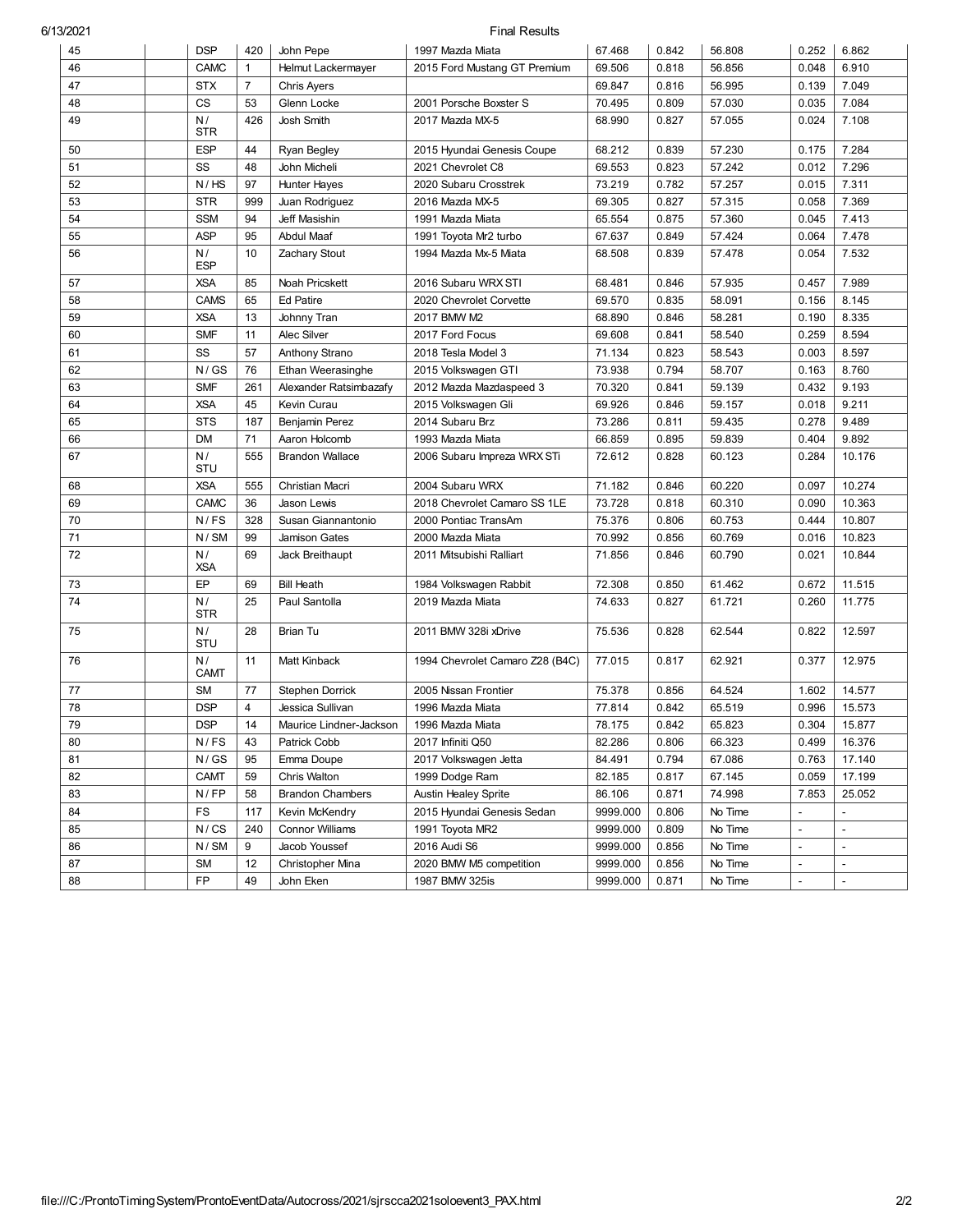| | | | | | | | | | | |
|---|---|---|---|---|---|---|---|---|---|---|
| 45 | | DSP | 420 | John Pepe | 1997 Mazda Miata | 67.468 | 0.842 | 56.808 | 0.252 | 6.862 |
| 46 | | CAMC | 1 | Helmut Lackermayer | 2015 Ford Mustang GT Premium | 69.506 | 0.818 | 56.856 | 0.048 | 6.910 |
| 47 | | STX | 7 | Chris Ayers | | 69.847 | 0.816 | 56.995 | 0.139 | 7.049 |
| 48 | | CS | 53 | Glenn Locke | 2001 Porsche Boxster S | 70.495 | 0.809 | 57.030 | 0.035 | 7.084 |
| 49 | | N / STR | 426 | Josh Smith | 2017 Mazda MX-5 | 68.990 | 0.827 | 57.055 | 0.024 | 7.108 |
| 50 | | ESP | 44 | Ryan Begley | 2015 Hyundai Genesis Coupe | 68.212 | 0.839 | 57.230 | 0.175 | 7.284 |
| 51 | | SS | 48 | John Micheli | 2021 Chevrolet C8 | 69.553 | 0.823 | 57.242 | 0.012 | 7.296 |
| 52 | | N / HS | 97 | Hunter Hayes | 2020 Subaru Crosstrek | 73.219 | 0.782 | 57.257 | 0.015 | 7.311 |
| 53 | | STR | 999 | Juan Rodriguez | 2016 Mazda MX-5 | 69.305 | 0.827 | 57.315 | 0.058 | 7.369 |
| 54 | | SSM | 94 | Jeff Masishin | 1991 Mazda Miata | 65.554 | 0.875 | 57.360 | 0.045 | 7.413 |
| 55 | | ASP | 95 | Abdul Maaf | 1991 Toyota Mr2 turbo | 67.637 | 0.849 | 57.424 | 0.064 | 7.478 |
| 56 | | N / ESP | 10 | Zachary Stout | 1994 Mazda Mx-5 Miata | 68.508 | 0.839 | 57.478 | 0.054 | 7.532 |
| 57 | | XSA | 85 | Noah Pricskett | 2016 Subaru WRX STI | 68.481 | 0.846 | 57.935 | 0.457 | 7.989 |
| 58 | | CAMS | 65 | Ed Patire | 2020 Chevrolet Corvette | 69.570 | 0.835 | 58.091 | 0.156 | 8.145 |
| 59 | | XSA | 13 | Johnny Tran | 2017 BMW M2 | 68.890 | 0.846 | 58.281 | 0.190 | 8.335 |
| 60 | | SMF | 11 | Alec Silver | 2017 Ford Focus | 69.608 | 0.841 | 58.540 | 0.259 | 8.594 |
| 61 | | SS | 57 | Anthony Strano | 2018 Tesla Model 3 | 71.134 | 0.823 | 58.543 | 0.003 | 8.597 |
| 62 | | N / GS | 76 | Ethan Weerasinghe | 2015 Volkswagen GTI | 73.938 | 0.794 | 58.707 | 0.163 | 8.760 |
| 63 | | SMF | 261 | Alexander Ratsimbazafy | 2012 Mazda Mazdaspeed 3 | 70.320 | 0.841 | 59.139 | 0.432 | 9.193 |
| 64 | | XSA | 45 | Kevin Curau | 2015 Volkswagen Gli | 69.926 | 0.846 | 59.157 | 0.018 | 9.211 |
| 65 | | STS | 187 | Benjamin Perez | 2014 Subaru Brz | 73.286 | 0.811 | 59.435 | 0.278 | 9.489 |
| 66 | | DM | 71 | Aaron Holcomb | 1993 Mazda Miata | 66.859 | 0.895 | 59.839 | 0.404 | 9.892 |
| 67 | | N / STU | 555 | Brandon Wallace | 2006 Subaru Impreza WRX STi | 72.612 | 0.828 | 60.123 | 0.284 | 10.176 |
| 68 | | XSA | 555 | Christian Macri | 2004 Subaru WRX | 71.182 | 0.846 | 60.220 | 0.097 | 10.274 |
| 69 | | CAMC | 36 | Jason Lewis | 2018 Chevrolet Camaro SS 1LE | 73.728 | 0.818 | 60.310 | 0.090 | 10.363 |
| 70 | | N / FS | 328 | Susan Giannantonio | 2000 Pontiac TransAm | 75.376 | 0.806 | 60.753 | 0.444 | 10.807 |
| 71 | | N / SM | 99 | Jamison Gates | 2000 Mazda Miata | 70.992 | 0.856 | 60.769 | 0.016 | 10.823 |
| 72 | | N / XSA | 69 | Jack Breithaupt | 2011 Mitsubishi Ralliart | 71.856 | 0.846 | 60.790 | 0.021 | 10.844 |
| 73 | | EP | 69 | Bill Heath | 1984 Volkswagen Rabbit | 72.308 | 0.850 | 61.462 | 0.672 | 11.515 |
| 74 | | N / STR | 25 | Paul Santolla | 2019 Mazda Miata | 74.633 | 0.827 | 61.721 | 0.260 | 11.775 |
| 75 | | N / STU | 28 | Brian Tu | 2011 BMW 328i xDrive | 75.536 | 0.828 | 62.544 | 0.822 | 12.597 |
| 76 | | N / CAMT | 11 | Matt Kinback | 1994 Chevrolet Camaro Z28 (B4C) | 77.015 | 0.817 | 62.921 | 0.377 | 12.975 |
| 77 | | SM | 77 | Stephen Dorrick | 2005 Nissan Frontier | 75.378 | 0.856 | 64.524 | 1.602 | 14.577 |
| 78 | | DSP | 4 | Jessica Sullivan | 1996 Mazda Miata | 77.814 | 0.842 | 65.519 | 0.996 | 15.573 |
| 79 | | DSP | 14 | Maurice Lindner-Jackson | 1996 Mazda Miata | 78.175 | 0.842 | 65.823 | 0.304 | 15.877 |
| 80 | | N / FS | 43 | Patrick Cobb | 2017 Infiniti Q50 | 82.286 | 0.806 | 66.323 | 0.499 | 16.376 |
| 81 | | N / GS | 95 | Emma Doupe | 2017 Volkswagen Jetta | 84.491 | 0.794 | 67.086 | 0.763 | 17.140 |
| 82 | | CAMT | 59 | Chris Walton | 1999 Dodge Ram | 82.185 | 0.817 | 67.145 | 0.059 | 17.199 |
| 83 | | N / FP | 58 | Brandon Chambers | Austin Healey Sprite | 86.106 | 0.871 | 74.998 | 7.853 | 25.052 |
| 84 | | FS | 117 | Kevin McKendry | 2015 Hyundai Genesis Sedan | 9999.000 | 0.806 | No Time | - | - |
| 85 | | N / CS | 240 | Connor Williams | 1991 Toyota MR2 | 9999.000 | 0.809 | No Time | - | - |
| 86 | | N / SM | 9 | Jacob Youssef | 2016 Audi S6 | 9999.000 | 0.856 | No Time | - | - |
| 87 | | SM | 12 | Christopher Mina | 2020 BMW M5 competition | 9999.000 | 0.856 | No Time | - | - |
| 88 | | FP | 49 | John Eken | 1987 BMW 325is | 9999.000 | 0.871 | No Time | - | - |